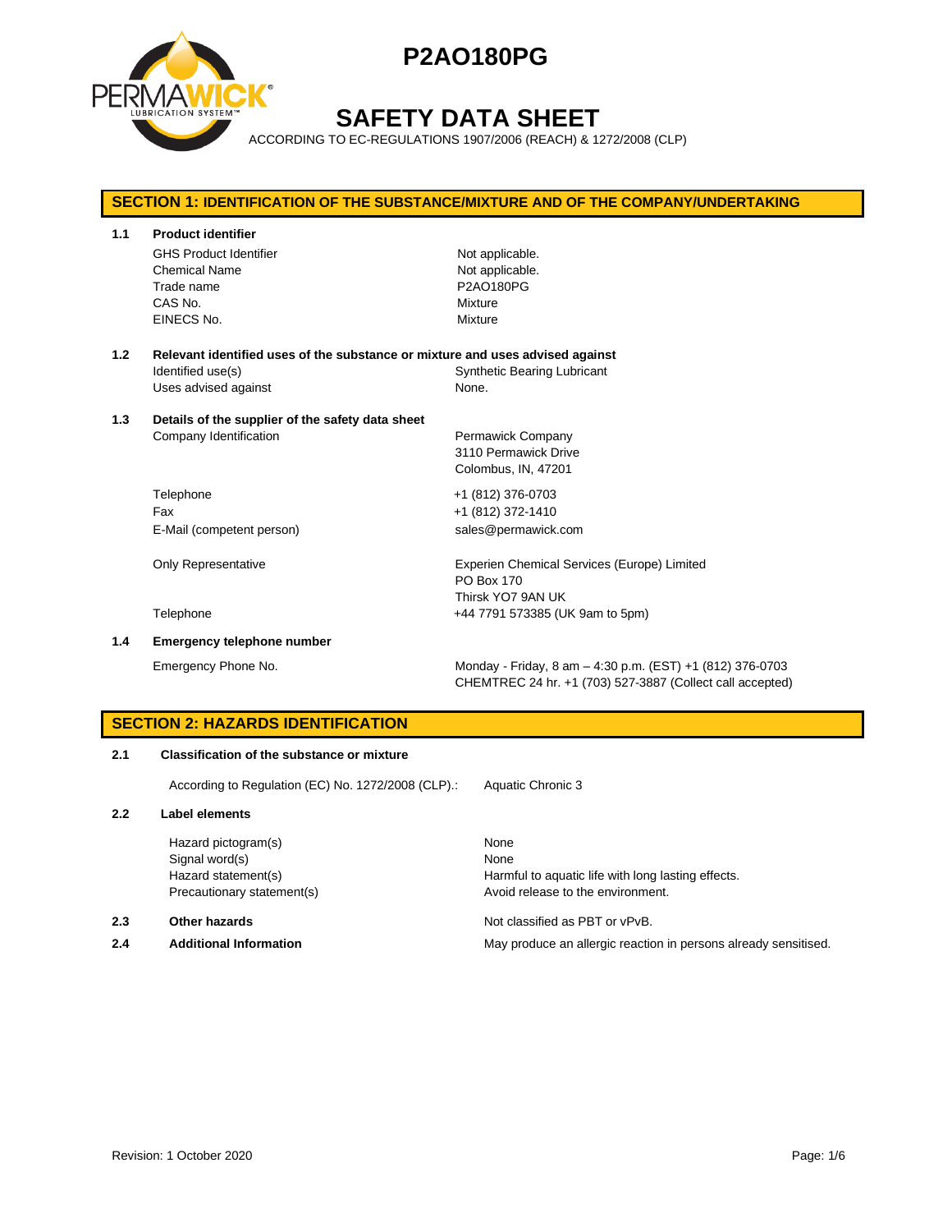# P2AO180PG

# SAFETY DATA SHEET

ACCORDING TO EC-REGULATIONS 1907/2006 (REACH) & 1272/2008 (CLP)

## SECTION 1: IDENTIFICATION OF THE SUBSTANCE/MIXTURE AND OF THE COMPANY/UNDERTAKING

### 1.1 Product identifier

| | |
|---|---|
| GHS Product Identifier | Not applicable. |
| Chemical Name | Not applicable. |
| Trade name | P2AO180PG |
| CAS No. | Mixture |
| EINECS No. | Mixture |

### 1.2 Relevant identified uses of the substance or mixture and uses advised against

| | |
|---|---|
| Identified use(s) | Synthetic Bearing Lubricant |
| Uses advised against | None. |

### 1.3 Details of the supplier of the safety data sheet

| | |
|---|---|
| Company Identification | Permawick Company<br>3110 Permawick Drive<br>Colombus, IN, 47201 |
| Telephone | +1 (812) 376-0703 |
| Fax | +1 (812) 372-1410 |
| E-Mail (competent person) | sales@permawick.com |
| Only Representative | Experien Chemical Services (Europe) Limited<br>PO Box 170<br>Thirsk YO7 9AN UK |
| Telephone | +44 7791 573385 (UK 9am to 5pm) |

### 1.4 Emergency telephone number

| | |
|---|---|
| Emergency Phone No. | Monday - Friday, 8 am – 4:30 p.m. (EST) +1 (812) 376-0703<br>CHEMTREC 24 hr. +1 (703) 527-3887 (Collect call accepted) |

## SECTION 2: HAZARDS IDENTIFICATION

### 2.1 Classification of the substance or mixture

| | |
|---|---|
| According to Regulation (EC) No. 1272/2008 (CLP).: | Aquatic Chronic 3 |

### 2.2 Label elements

| | |
|---|---|
| Hazard pictogram(s) | None |
| Signal word(s) | None |
| Hazard statement(s) | Harmful to aquatic life with long lasting effects. |
| Precautionary statement(s) | Avoid release to the environment. |

### 2.3 Other hazards

Not classified as PBT or vPvB.

### 2.4 Additional Information

May produce an allergic reaction in persons already sensitised.

Revision: 1 October 2020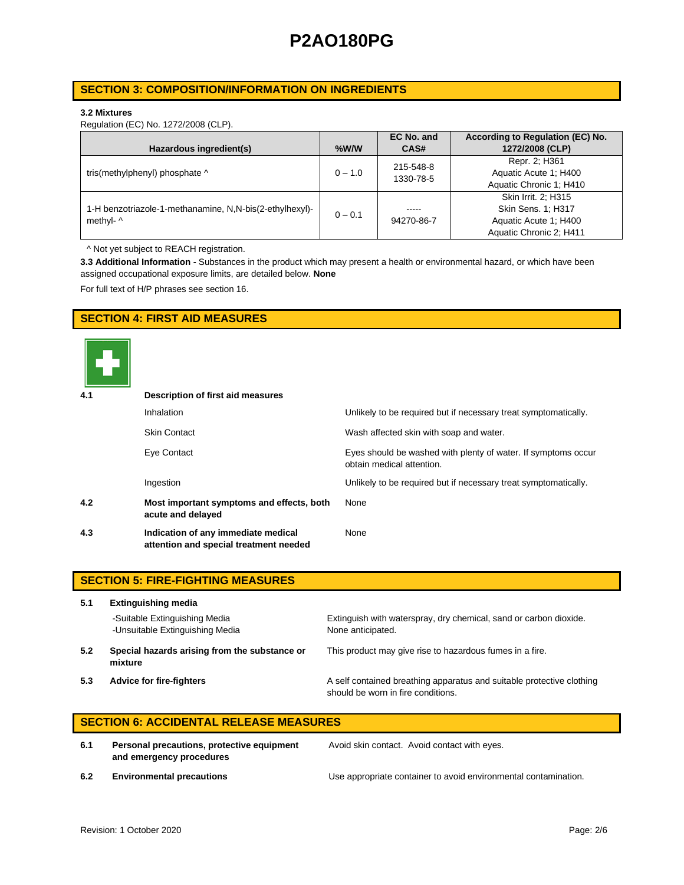## SECTION 3: COMPOSITION/INFORMATION ON INGREDIENTS

**3.2 Mixtures**

Regulation (EC) No. 1272/2008 (CLP).

| Hazardous ingredient(s) | %W/W | EC No. and CAS# | According to Regulation (EC) No. 1272/2008 (CLP) |
|---|---|---|---|
| tris(methylphenyl) phosphate ^ | 0 – 1.0 | 215-548-8<br>1330-78-5 | Repr. 2; H361<br>Aquatic Acute 1; H400<br>Aquatic Chronic 1; H410 |
| 1-H benzotriazole-1-methanamine, N,N-bis(2-ethylhexyl)-methyl- ^ | 0 – 0.1 | -----<br>94270-86-7 | Skin Irrit. 2; H315<br>Skin Sens. 1; H317<br>Aquatic Acute 1; H400<br>Aquatic Chronic 2; H411 |

^ Not yet subject to REACH registration.

**3.3 Additional Information -** Substances in the product which may present a health or environmental hazard, or which have been assigned occupational exposure limits, are detailed below. **None**

For full text of H/P phrases see section 16.

## SECTION 4: FIRST AID MEASURES

**4.1 Description of first aid measures**

| | |
|---|---|
| Inhalation | Unlikely to be required but if necessary treat symptomatically. |
| Skin Contact | Wash affected skin with soap and water. |
| Eye Contact | Eyes should be washed with plenty of water. If symptoms occur obtain medical attention. |
| Ingestion | Unlikely to be required but if necessary treat symptomatically. |

**4.2 Most important symptoms and effects, both acute and delayed** — None

**4.3 Indication of any immediate medical attention and special treatment needed** — None

## SECTION 5: FIRE-FIGHTING MEASURES

**5.1 Extinguishing media**

-Suitable Extinguishing Media: Extinguish with waterspray, dry chemical, sand or carbon dioxide.

-Unsuitable Extinguishing Media: None anticipated.

**5.2 Special hazards arising from the substance or mixture** — This product may give rise to hazardous fumes in a fire.

**5.3 Advice for fire-fighters** — A self contained breathing apparatus and suitable protective clothing should be worn in fire conditions.

## SECTION 6: ACCIDENTAL RELEASE MEASURES

**6.1 Personal precautions, protective equipment and emergency procedures** — Avoid skin contact. Avoid contact with eyes.

**6.2 Environmental precautions** — Use appropriate container to avoid environmental contamination.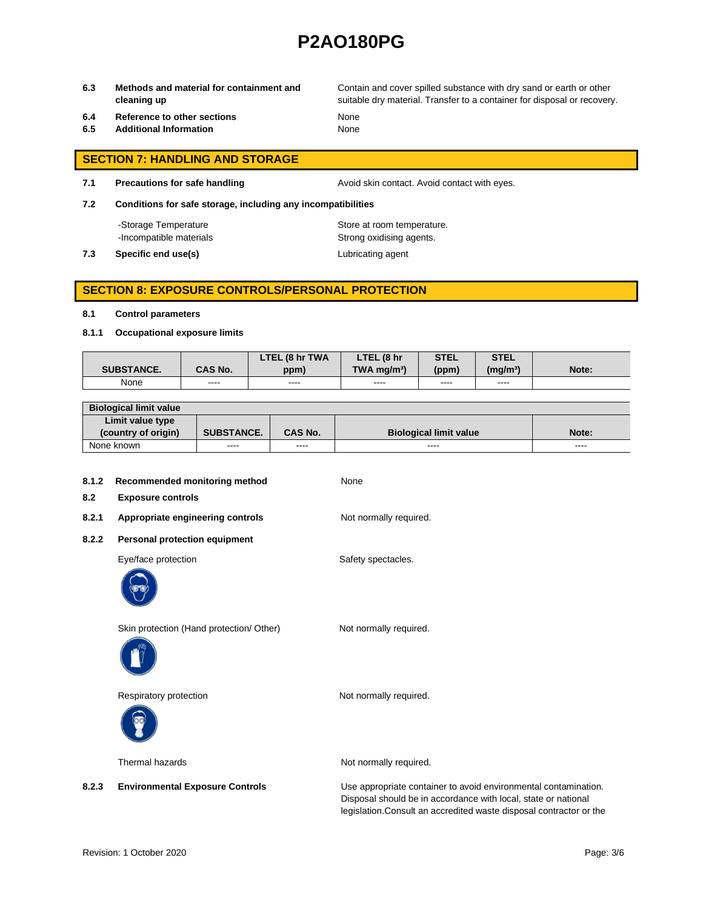**6.3 Methods and material for containment and cleaning up**

Contain and cover spilled substance with dry sand or earth or other suitable dry material. Transfer to a container for disposal or recovery.

**6.4 Reference to other sections** None

**6.5 Additional Information** None

## SECTION 7: HANDLING AND STORAGE

**7.1 Precautions for safe handling** Avoid skin contact. Avoid contact with eyes.

**7.2 Conditions for safe storage, including any incompatibilities**

-Storage Temperature: Store at room temperature.

-Incompatible materials: Strong oxidising agents.

**7.3 Specific end use(s)** Lubricating agent

## SECTION 8: EXPOSURE CONTROLS/PERSONAL PROTECTION

**8.1 Control parameters**

**8.1.1 Occupational exposure limits**

| SUBSTANCE. | CAS No. | LTEL (8 hr TWA ppm) | LTEL (8 hr TWA mg/m³) | STEL (ppm) | STEL (mg/m³) | Note: |
|---|---|---|---|---|---|---|
| None | ---- | ---- | ---- | ---- | ---- | |

| Biological limit value | | | | |
|---|---|---|---|---|
| Limit value type (country of origin) | SUBSTANCE. | CAS No. | Biological limit value | Note: |
| None known | ---- | ---- | ---- | ---- |

**8.1.2 Recommended monitoring method** None

**8.2 Exposure controls**

**8.2.1 Appropriate engineering controls** Not normally required.

**8.2.2 Personal protection equipment**

Eye/face protection: Safety spectacles.

Skin protection (Hand protection/ Other): Not normally required.

Respiratory protection: Not normally required.

Thermal hazards: Not normally required.

**8.2.3 Environmental Exposure Controls**

Use appropriate container to avoid environmental contamination. Disposal should be in accordance with local, state or national legislation.Consult an accredited waste disposal contractor or the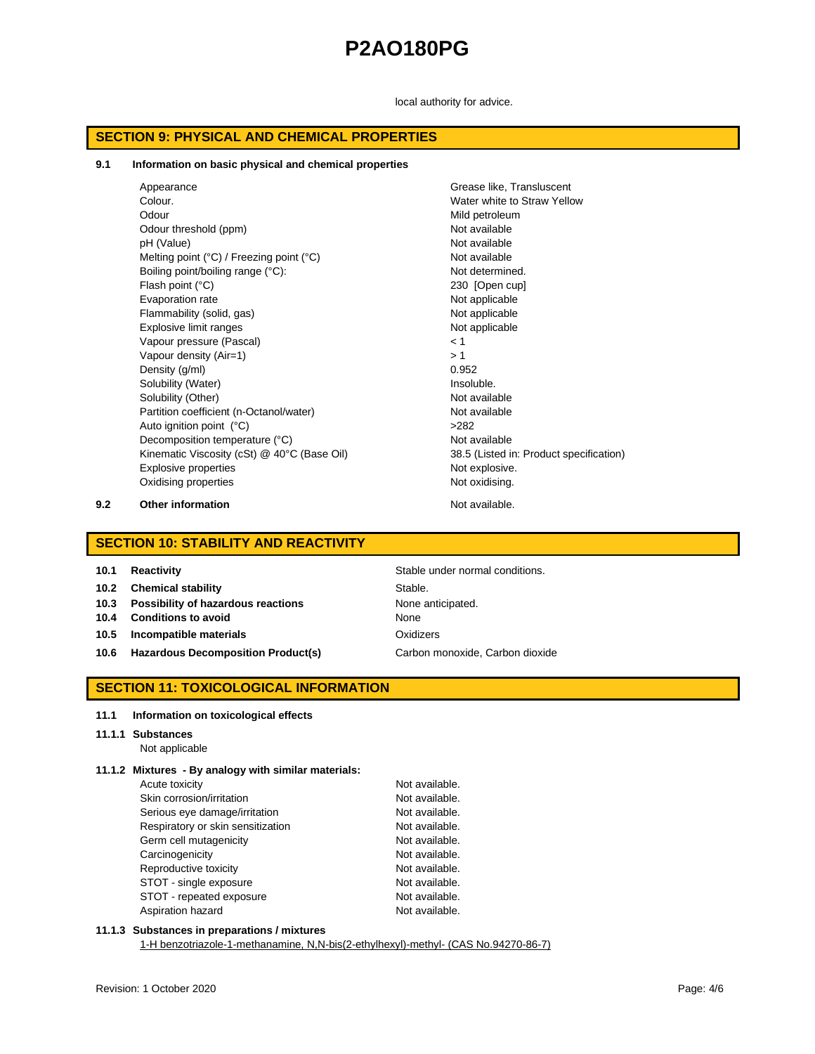local authority for advice.

## SECTION 9: PHYSICAL AND CHEMICAL PROPERTIES

**9.1 Information on basic physical and chemical properties**

| Property | Value |
|---|---|
| Appearance | Grease like, Transluscent |
| Colour. | Water white to Straw Yellow |
| Odour | Mild petroleum |
| Odour threshold (ppm) | Not available |
| pH (Value) | Not available |
| Melting point (°C) / Freezing point (°C) | Not available |
| Boiling point/boiling range (°C): | Not determined. |
| Flash point (°C) | 230 [Open cup] |
| Evaporation rate | Not applicable |
| Flammability (solid, gas) | Not applicable |
| Explosive limit ranges | Not applicable |
| Vapour pressure (Pascal) | < 1 |
| Vapour density (Air=1) | > 1 |
| Density (g/ml) | 0.952 |
| Solubility (Water) | Insoluble. |
| Solubility (Other) | Not available |
| Partition coefficient (n-Octanol/water) | Not available |
| Auto ignition point (°C) | >282 |
| Decomposition temperature (°C) | Not available |
| Kinematic Viscosity (cSt) @ 40°C (Base Oil) | 38.5 (Listed in: Product specification) |
| Explosive properties | Not explosive. |
| Oxidising properties | Not oxidising. |

**9.2 Other information** Not available.

## SECTION 10: STABILITY AND REACTIVITY

| | |
|---|---|
| **10.1 Reactivity** | Stable under normal conditions. |
| **10.2 Chemical stability** | Stable. |
| **10.3 Possibility of hazardous reactions** | None anticipated. |
| **10.4 Conditions to avoid** | None |
| **10.5 Incompatible materials** | Oxidizers |
| **10.6 Hazardous Decomposition Product(s)** | Carbon monoxide, Carbon dioxide |

## SECTION 11: TOXICOLOGICAL INFORMATION

**11.1 Information on toxicological effects**

**11.1.1 Substances**

Not applicable

**11.1.2 Mixtures - By analogy with similar materials:**

| Effect | Value |
|---|---|
| Acute toxicity | Not available. |
| Skin corrosion/irritation | Not available. |
| Serious eye damage/irritation | Not available. |
| Respiratory or skin sensitization | Not available. |
| Germ cell mutagenicity | Not available. |
| Carcinogenicity | Not available. |
| Reproductive toxicity | Not available. |
| STOT - single exposure | Not available. |
| STOT - repeated exposure | Not available. |
| Aspiration hazard | Not available. |

**11.1.3 Substances in preparations / mixtures**

1-H benzotriazole-1-methanamine, N,N-bis(2-ethylhexyl)-methyl- (CAS No.94270-86-7)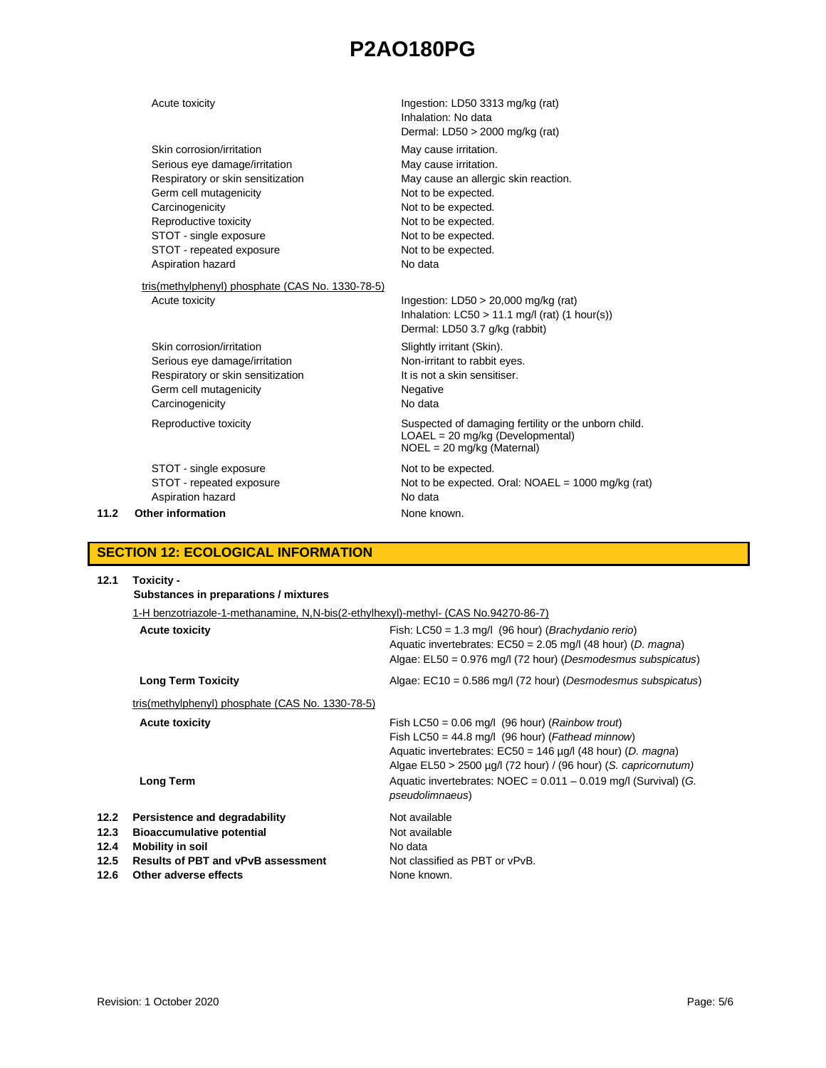| | |
|---|---|
| Acute toxicity | Ingestion: LD50 3313 mg/kg (rat)<br>Inhalation: No data<br>Dermal: LD50 > 2000 mg/kg (rat) |
| Skin corrosion/irritation | May cause irritation. |
| Serious eye damage/irritation | May cause irritation. |
| Respiratory or skin sensitization | May cause an allergic skin reaction. |
| Germ cell mutagenicity | Not to be expected. |
| Carcinogenicity | Not to be expected. |
| Reproductive toxicity | Not to be expected. |
| STOT - single exposure | Not to be expected. |
| STOT - repeated exposure | Not to be expected. |
| Aspiration hazard | No data |

<u>tris(methylphenyl) phosphate (CAS No. 1330-78-5)</u>

| | |
|---|---|
| Acute toxicity | Ingestion: LD50 > 20,000 mg/kg (rat)<br>Inhalation: LC50 > 11.1 mg/l (rat) (1 hour(s))<br>Dermal: LD50 3.7 g/kg (rabbit) |
| Skin corrosion/irritation | Slightly irritant (Skin). |
| Serious eye damage/irritation | Non-irritant to rabbit eyes. |
| Respiratory or skin sensitization | It is not a skin sensitiser. |
| Germ cell mutagenicity | Negative |
| Carcinogenicity | No data |
| Reproductive toxicity | Suspected of damaging fertility or the unborn child.<br>LOAEL = 20 mg/kg (Developmental)<br>NOEL = 20 mg/kg (Maternal) |
| STOT - single exposure | Not to be expected. |
| STOT - repeated exposure | Not to be expected. Oral: NOAEL = 1000 mg/kg (rat) |
| Aspiration hazard | No data |

**11.2 Other information** — None known.

## SECTION 12: ECOLOGICAL INFORMATION

**12.1 Toxicity -**
**Substances in preparations / mixtures**

<u>1-H benzotriazole-1-methanamine, N,N-bis(2-ethylhexyl)-methyl- (CAS No.94270-86-7)</u>

| | |
|---|---|
| **Acute toxicity** | Fish: LC50 = 1.3 mg/l (96 hour) (*Brachydanio rerio*)<br>Aquatic invertebrates: EC50 = 2.05 mg/l (48 hour) (*D. magna*)<br>Algae: EL50 = 0.976 mg/l (72 hour) (*Desmodesmus subspicatus*) |
| **Long Term Toxicity** | Algae: EC10 = 0.586 mg/l (72 hour) (*Desmodesmus subspicatus*) |

<u>tris(methylphenyl) phosphate (CAS No. 1330-78-5)</u>

| | |
|---|---|
| **Acute toxicity** | Fish LC50 = 0.06 mg/l (96 hour) (*Rainbow trout*)<br>Fish LC50 = 44.8 mg/l (96 hour) (*Fathead minnow*)<br>Aquatic invertebrates: EC50 = 146 µg/l (48 hour) (*D. magna*)<br>Algae EL50 > 2500 µg/l (72 hour) / (96 hour) (*S. capricornutum)* |
| **Long Term** | Aquatic invertebrates: NOEC = 0.011 – 0.019 mg/l (Survival) (*G. pseudolimnaeus*) |

| | |
|---|---|
| **12.2 Persistence and degradability** | Not available |
| **12.3 Bioaccumulative potential** | Not available |
| **12.4 Mobility in soil** | No data |
| **12.5 Results of PBT and vPvB assessment** | Not classified as PBT or vPvB. |
| **12.6 Other adverse effects** | None known. |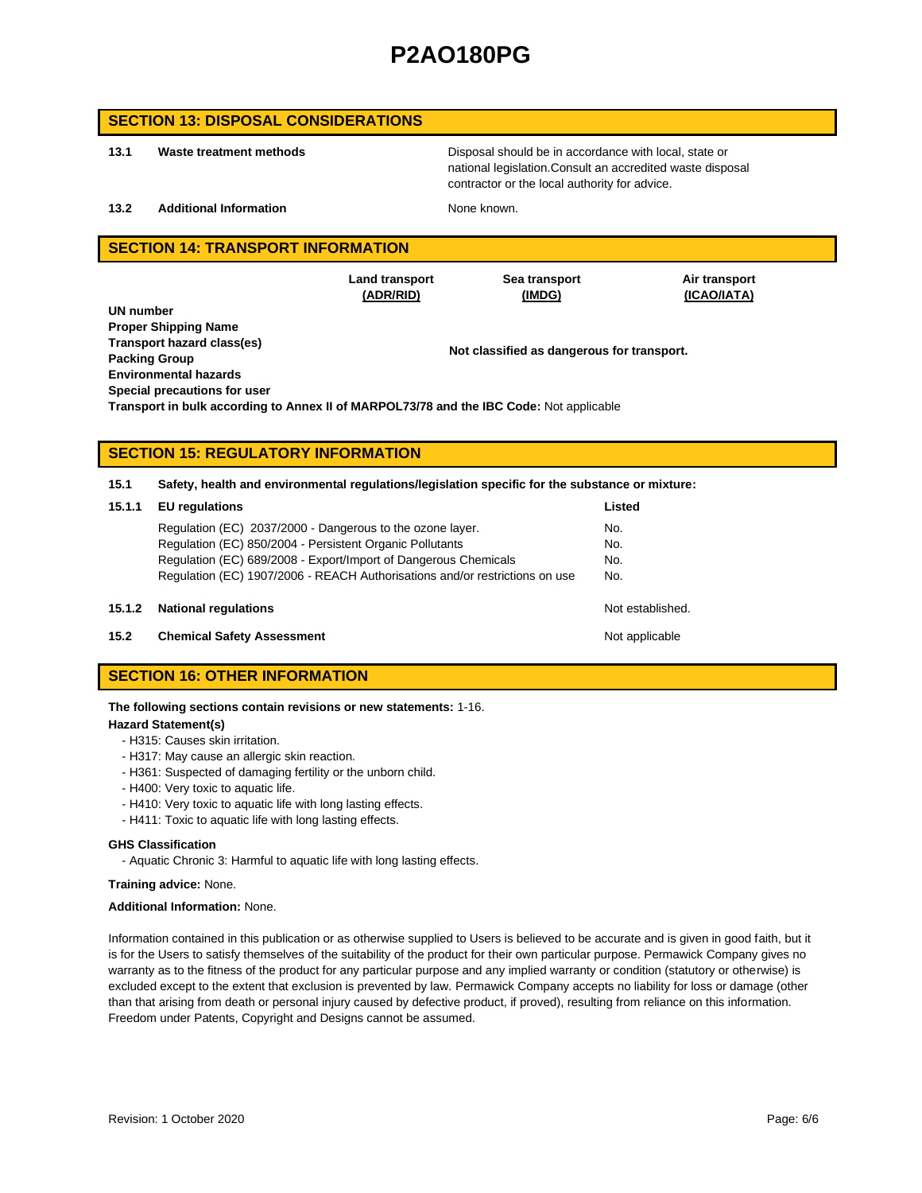# P2AO180PG

## SECTION 13: DISPOSAL CONSIDERATIONS

| | | |
|---|---|---|
| **13.1** | **Waste treatment methods** | Disposal should be in accordance with local, state or national legislation.Consult an accredited waste disposal contractor or the local authority for advice. |
| **13.2** | **Additional Information** | None known. |

## SECTION 14: TRANSPORT INFORMATION

| | **Land transport (ADR/RID)** | **Sea transport (IMDG)** | **Air transport (ICAO/IATA)** |
|---|---|---|---|
| **UN number** | | | |
| **Proper Shipping Name** | | | |
| **Transport hazard class(es)** | | **Not classified as dangerous for transport.** | |
| **Packing Group** | | | |
| **Environmental hazards** | | | |
| **Special precautions for user** | | | |

**Transport in bulk according to Annex II of MARPOL73/78 and the IBC Code:** Not applicable

## SECTION 15: REGULATORY INFORMATION

**15.1 Safety, health and environmental regulations/legislation specific for the substance or mixture:**

| **15.1.1** | **EU regulations** | **Listed** |
|---|---|---|
| | Regulation (EC) 2037/2000 - Dangerous to the ozone layer. | No. |
| | Regulation (EC) 850/2004 - Persistent Organic Pollutants | No. |
| | Regulation (EC) 689/2008 - Export/Import of Dangerous Chemicals | No. |
| | Regulation (EC) 1907/2006 - REACH Authorisations and/or restrictions on use | No. |
| **15.1.2** | **National regulations** | Not established. |
| **15.2** | **Chemical Safety Assessment** | Not applicable |

## SECTION 16: OTHER INFORMATION

**The following sections contain revisions or new statements:** 1-16.

**Hazard Statement(s)**

- H315: Causes skin irritation.
- H317: May cause an allergic skin reaction.
- H361: Suspected of damaging fertility or the unborn child.
- H400: Very toxic to aquatic life.
- H410: Very toxic to aquatic life with long lasting effects.
- H411: Toxic to aquatic life with long lasting effects.

**GHS Classification**

- Aquatic Chronic 3: Harmful to aquatic life with long lasting effects.

**Training advice:** None.

**Additional Information:** None.

Information contained in this publication or as otherwise supplied to Users is believed to be accurate and is given in good faith, but it is for the Users to satisfy themselves of the suitability of the product for their own particular purpose. Permawick Company gives no warranty as to the fitness of the product for any particular purpose and any implied warranty or condition (statutory or otherwise) is excluded except to the extent that exclusion is prevented by law. Permawick Company accepts no liability for loss or damage (other than that arising from death or personal injury caused by defective product, if proved), resulting from reliance on this information. Freedom under Patents, Copyright and Designs cannot be assumed.

Revision: 1 October 2020